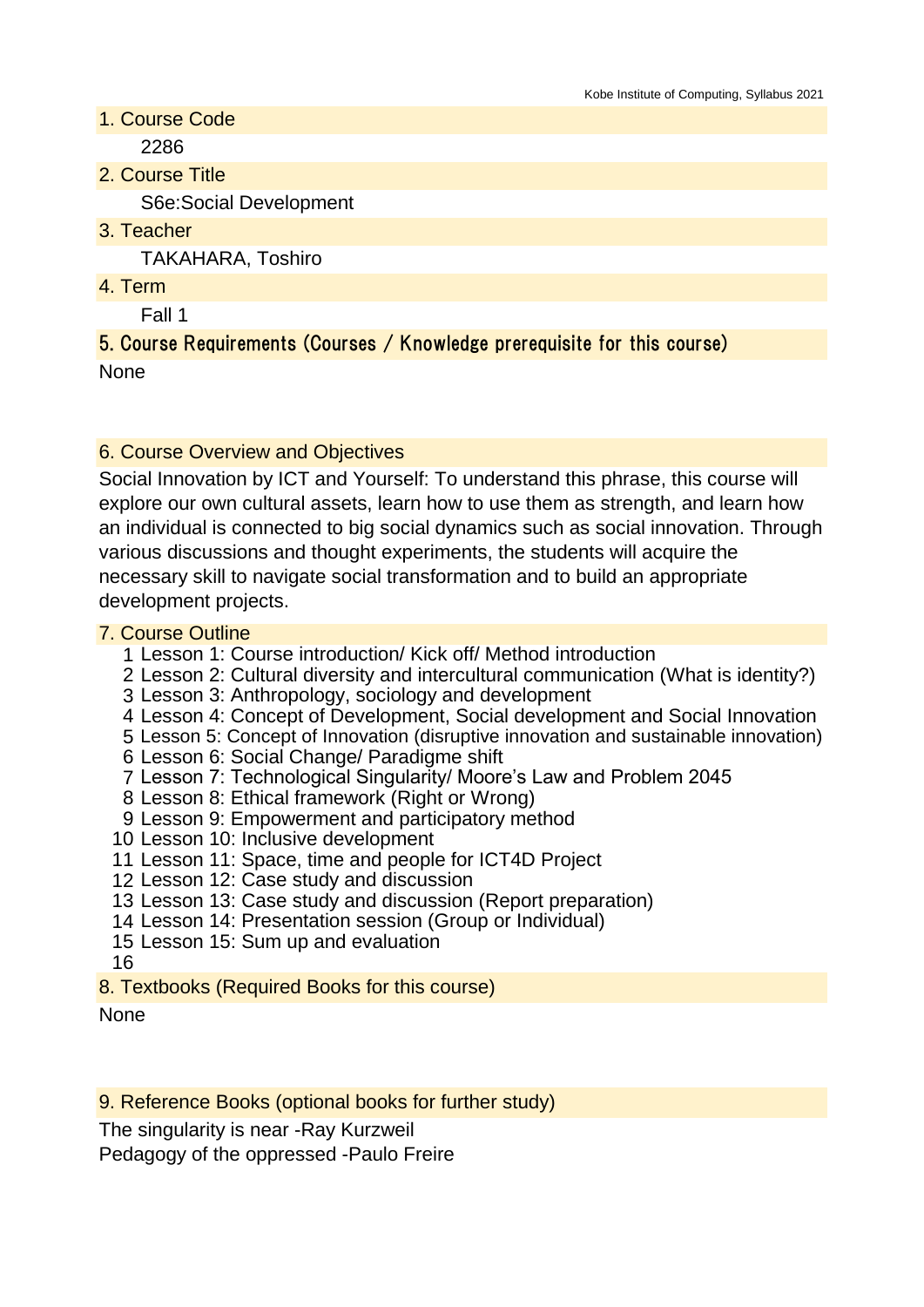## 1. Course Code

2286

## 2. Course Title

S6e:Social Development

## 3. Teacher

TAKAHARA, Toshiro

## 4. Term

Fall 1

## 5. Course Requirements (Courses / Knowledge prerequisite for this course)

None

## 6. Course Overview and Objectives

Social Innovation by ICT and Yourself: To understand this phrase, this course will explore our own cultural assets, learn how to use them as strength, and learn how an individual is connected to big social dynamics such as social innovation. Through various discussions and thought experiments, the students will acquire the necessary skill to navigate social transformation and to build an appropriate development projects.

## 7. Course Outline

1. Lesson 1: Course introduction/ Kick off/ Method introduction
2. Lesson 2: Cultural diversity and intercultural communication (What is identity?)
3. Lesson 3: Anthropology, sociology and development
4. Lesson 4: Concept of Development, Social development and Social Innovation
5. Lesson 5: Concept of Innovation (disruptive innovation and sustainable innovation)
6. Lesson 6: Social Change/ Paradigme shift
7. Lesson 7: Technological Singularity/ Moore’s Law and Problem 2045
8. Lesson 8: Ethical framework (Right or Wrong)
9. Lesson 9: Empowerment and participatory method
10. Lesson 10: Inclusive development
11. Lesson 11: Space, time and people for ICT4D Project
12. Lesson 12: Case study and discussion
13. Lesson 13: Case study and discussion (Report preparation)
14. Lesson 14: Presentation session (Group or Individual)
15. Lesson 15: Sum up and evaluation
16. 

## 8. Textbooks (Required Books for this course)

None

## 9. Reference Books (optional books for further study)

The singularity is near -Ray Kurzweil
Pedagogy of the oppressed -Paulo Freire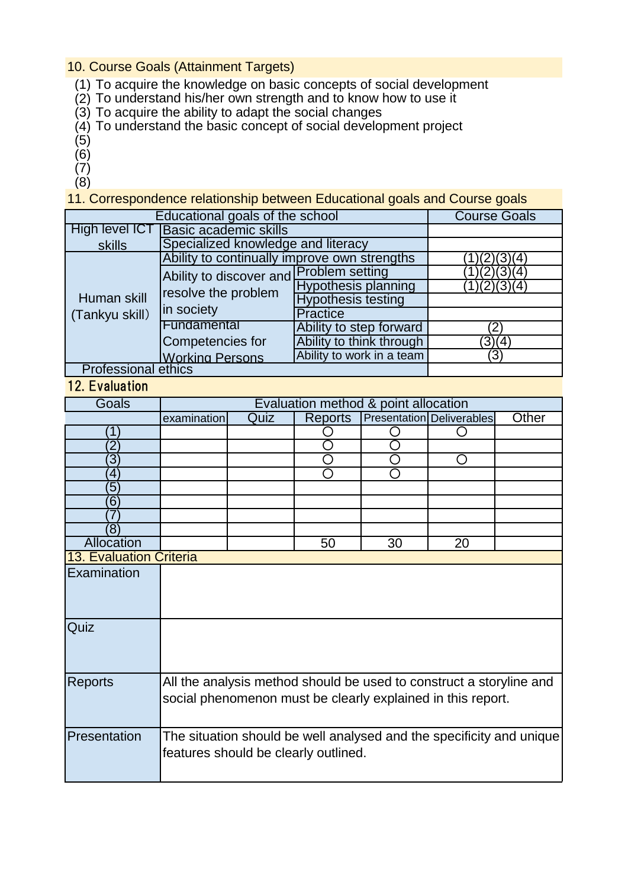## 10. Course Goals (Attainment Targets)

(1) To acquire the knowledge on basic concepts of social development
(2) To understand his/her own strength and to know how to use it
(3) To acquire the ability to adapt the social changes
(4) To understand the basic concept of social development project
(5)
(6)
(7)
(8)

## 11. Correspondence relationship between Educational goals and Course goals

| Educational goals of the school | | | Course Goals |
|---|---|---|---|
| High level ICT skills | Basic academic skills | | |
| | Specialized knowledge and literacy | | |
| Human skill (Tankyu skill) | Ability to continually improve own strengths | | (1)(2)(3)(4) |
| | Ability to discover and resolve the problem in society | Problem setting | (1)(2)(3)(4) |
| | | Hypothesis planning | (1)(2)(3)(4) |
| | | Hypothesis testing | |
| | | Practice | |
| | Fundamental Competencies for Working Persons | Ability to step forward | (2) |
| | | Ability to think through | (3)(4) |
| | | Ability to work in a team | (3) |
| Professional ethics | | | |

## 12. Evaluation

| Goals | Evaluation method & point allocation | | | | | |
|---|---|---|---|---|---|---|
| | examination | Quiz | Reports | Presentation | Deliverables | Other |
| (1) | | | ○ | ○ | ○ | |
| (2) | | | ○ | ○ | | |
| (3) | | | ○ | ○ | ○ | |
| (4) | | | ○ | ○ | | |
| (5) | | | | | | |
| (6) | | | | | | |
| (7) | | | | | | |
| (8) | | | | | | |
| Allocation | | | 50 | 30 | 20 | |

## 13. Evaluation Criteria

| | |
|---|---|
| Examination | |
| Quiz | |
| Reports | All the analysis method should be used to construct a storyline and social phenomenon must be clearly explained in this report. |
| Presentation | The situation should be well analysed and the specificity and unique features should be clearly outlined. |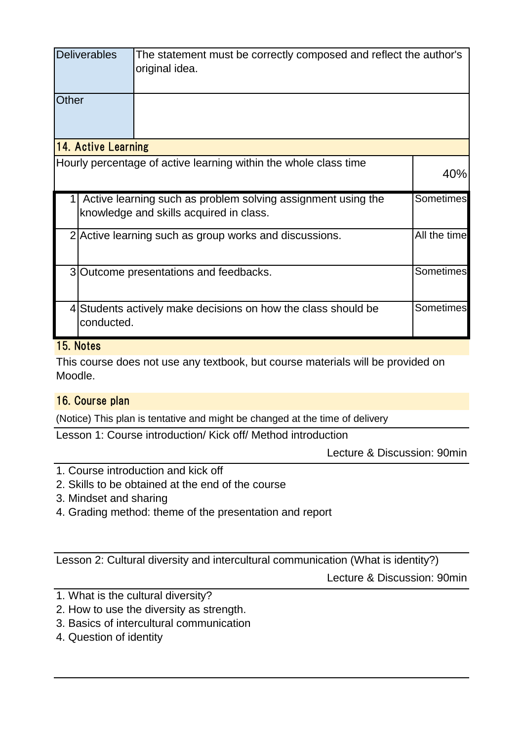| Deliverables | The statement must be correctly composed and reflect the author's original idea. |
|---|---|
| Other | |

## 14. Active Learning

| Hourly percentage of active learning within the whole class time | | 40% |
|---|---|---|
| 1 | Active learning such as problem solving assignment using the knowledge and skills acquired in class. | Sometimes |
| 2 | Active learning such as group works and discussions. | All the time |
| 3 | Outcome presentations and feedbacks. | Sometimes |
| 4 | Students actively make decisions on how the class should be conducted. | Sometimes |

## 15. Notes

This course does not use any textbook, but course materials will be provided on Moodle.

## 16. Course plan

(Notice) This plan is tentative and might be changed at the time of delivery

**Lesson 1: Course introduction/ Kick off/ Method introduction**

Lecture & Discussion: 90min

1. Course introduction and kick off
2. Skills to be obtained at the end of the course
3. Mindset and sharing
4. Grading method: theme of the presentation and report

**Lesson 2: Cultural diversity and intercultural communication (What is identity?)**

Lecture & Discussion: 90min

1. What is the cultural diversity?
2. How to use the diversity as strength.
3. Basics of intercultural communication
4. Question of identity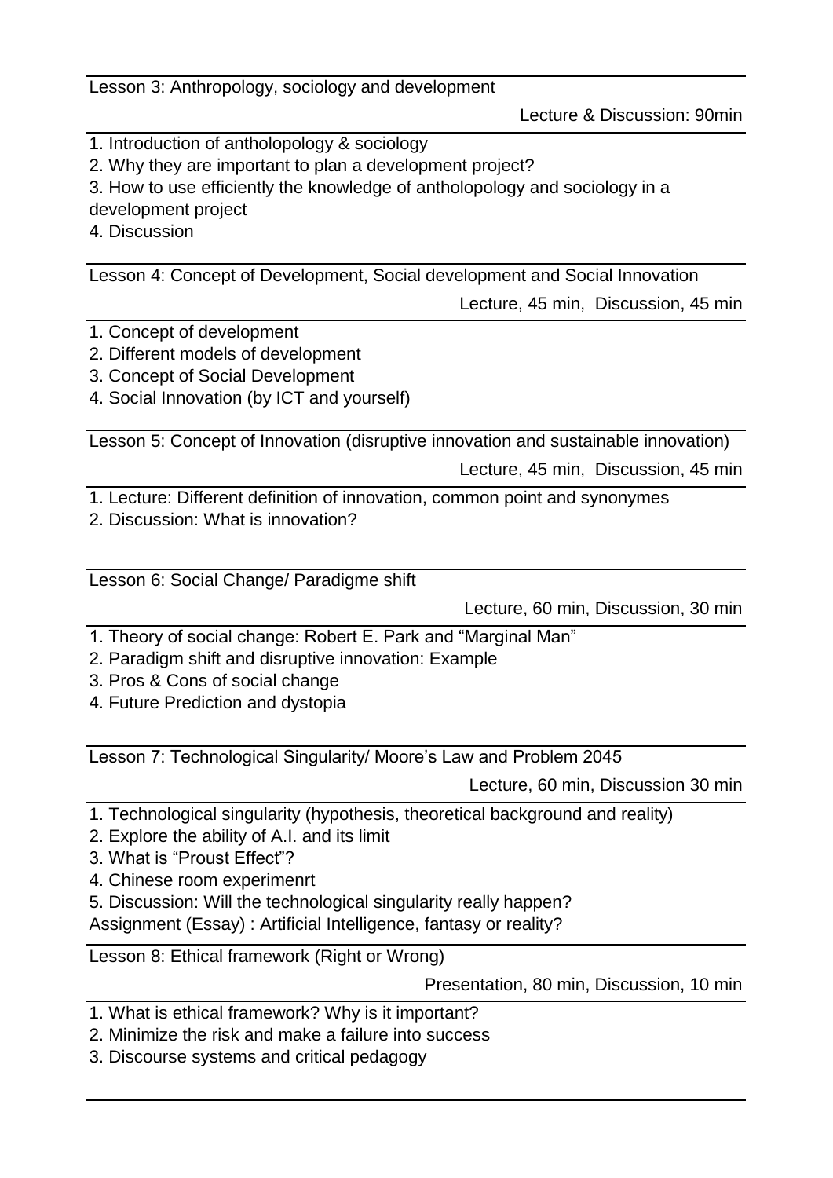### Lesson 3: Anthropology, sociology and development

Lecture & Discussion: 90min

1. Introduction of antholopology & sociology
2. Why they are important to plan a development project?
3. How to use efficiently the knowledge of antholopology and sociology in a development project
4. Discussion

### Lesson 4: Concept of Development, Social development and Social Innovation

Lecture, 45 min, Discussion, 45 min

1. Concept of development
2. Different models of development
3. Concept of Social Development
4. Social Innovation (by ICT and yourself)

### Lesson 5: Concept of Innovation (disruptive innovation and sustainable innovation)

Lecture, 45 min, Discussion, 45 min

1. Lecture: Different definition of innovation, common point and synonymes
2. Discussion: What is innovation?

### Lesson 6: Social Change/ Paradigme shift

Lecture, 60 min, Discussion, 30 min

1. Theory of social change: Robert E. Park and "Marginal Man"
2. Paradigm shift and disruptive innovation: Example
3. Pros & Cons of social change
4. Future Prediction and dystopia

### Lesson 7: Technological Singularity/ Moore's Law and Problem 2045

Lecture, 60 min, Discussion 30 min

1. Technological singularity (hypothesis, theoretical background and reality)
2. Explore the ability of A.I. and its limit
3. What is "Proust Effect"?
4. Chinese room experimenrt
5. Discussion: Will the technological singularity really happen?

Assignment (Essay) : Artificial Intelligence, fantasy or reality?

### Lesson 8: Ethical framework (Right or Wrong)

Presentation, 80 min, Discussion, 10 min

1. What is ethical framework? Why is it important?
2. Minimize the risk and make a failure into success
3. Discourse systems and critical pedagogy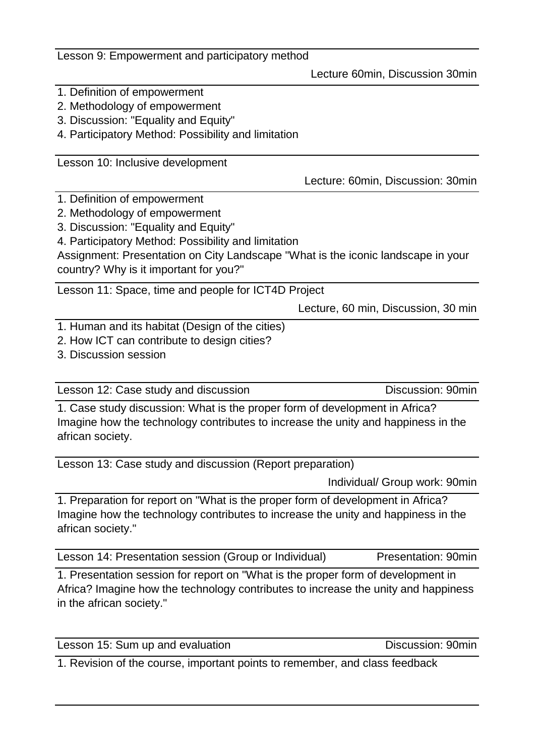Lesson 9: Empowerment and participatory method

Lecture 60min, Discussion 30min

1. Definition of empowerment
2. Methodology of empowerment
3. Discussion: "Equality and Equity"
4. Participatory Method: Possibility and limitation

Lesson 10: Inclusive development

Lecture: 60min, Discussion: 30min

1. Definition of empowerment
2. Methodology of empowerment
3. Discussion: "Equality and Equity"
4. Participatory Method: Possibility and limitation

Assignment: Presentation on City Landscape "What is the iconic landscape in your country? Why is it important for you?"

Lesson 11: Space, time and people for ICT4D Project

Lecture, 60 min, Discussion, 30 min

1. Human and its habitat (Design of the cities)
2. How ICT can contribute to design cities?
3. Discussion session

Lesson 12: Case study and discussion — Discussion: 90min

1. Case study discussion: What is the proper form of development in Africa? Imagine how the technology contributes to increase the unity and happiness in the african society.

Lesson 13: Case study and discussion (Report preparation)

Individual/ Group work: 90min

1. Preparation for report on "What is the proper form of development in Africa? Imagine how the technology contributes to increase the unity and happiness in the african society."

Lesson 14: Presentation session (Group or Individual) — Presentation: 90min

1. Presentation session for report on "What is the proper form of development in Africa? Imagine how the technology contributes to increase the unity and happiness in the african society."

Lesson 15: Sum up and evaluation — Discussion: 90min

1. Revision of the course, important points to remember, and class feedback